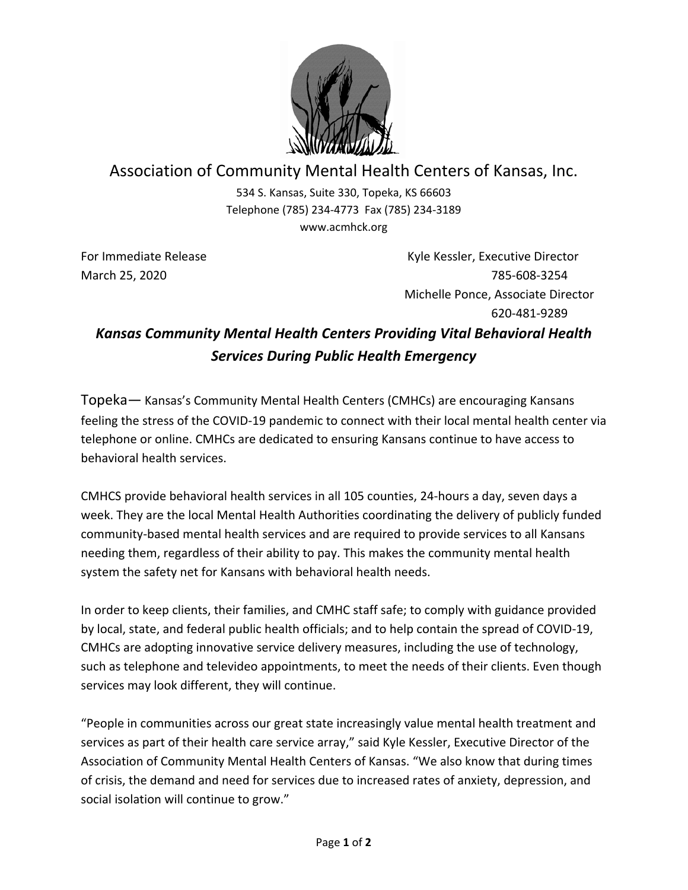# Association of Community Mental Health Centers of Kansas, Inc.

534 S. Kansas, Suite 330, Topeka, KS 66603
Telephone (785) 234-4773 Fax (785) 234-3189
www.acmhck.org

For Immediate Release
March 25, 2020

Kyle Kessler, Executive Director
785-608-3254
Michelle Ponce, Associate Director
620-481-9289

## *Kansas Community Mental Health Centers Providing Vital Behavioral Health Services During Public Health Emergency*

Topeka— Kansas's Community Mental Health Centers (CMHCs) are encouraging Kansans feeling the stress of the COVID-19 pandemic to connect with their local mental health center via telephone or online. CMHCs are dedicated to ensuring Kansans continue to have access to behavioral health services.

CMHCS provide behavioral health services in all 105 counties, 24-hours a day, seven days a week. They are the local Mental Health Authorities coordinating the delivery of publicly funded community-based mental health services and are required to provide services to all Kansans needing them, regardless of their ability to pay. This makes the community mental health system the safety net for Kansans with behavioral health needs.

In order to keep clients, their families, and CMHC staff safe; to comply with guidance provided by local, state, and federal public health officials; and to help contain the spread of COVID-19, CMHCs are adopting innovative service delivery measures, including the use of technology, such as telephone and televideo appointments, to meet the needs of their clients. Even though services may look different, they will continue.

"People in communities across our great state increasingly value mental health treatment and services as part of their health care service array," said Kyle Kessler, Executive Director of the Association of Community Mental Health Centers of Kansas. "We also know that during times of crisis, the demand and need for services due to increased rates of anxiety, depression, and social isolation will continue to grow."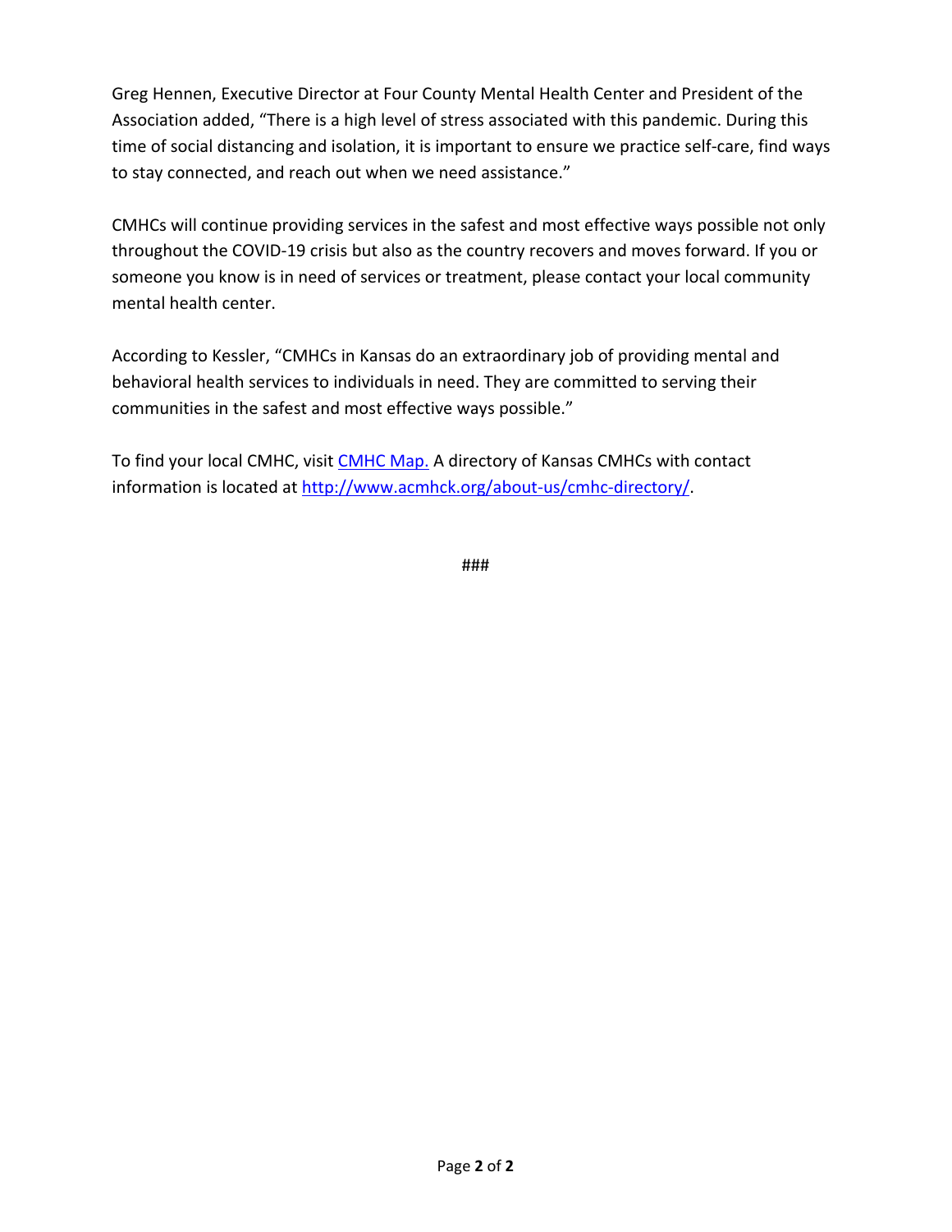Greg Hennen, Executive Director at Four County Mental Health Center and President of the Association added, “There is a high level of stress associated with this pandemic. During this time of social distancing and isolation, it is important to ensure we practice self-care, find ways to stay connected, and reach out when we need assistance.”

CMHCs will continue providing services in the safest and most effective ways possible not only throughout the COVID-19 crisis but also as the country recovers and moves forward. If you or someone you know is in need of services or treatment, please contact your local community mental health center.

According to Kessler, “CMHCs in Kansas do an extraordinary job of providing mental and behavioral health services to individuals in need. They are committed to serving their communities in the safest and most effective ways possible.”

To find your local CMHC, visit CMHC Map. A directory of Kansas CMHCs with contact information is located at http://www.acmhck.org/about-us/cmhc-directory/.

###